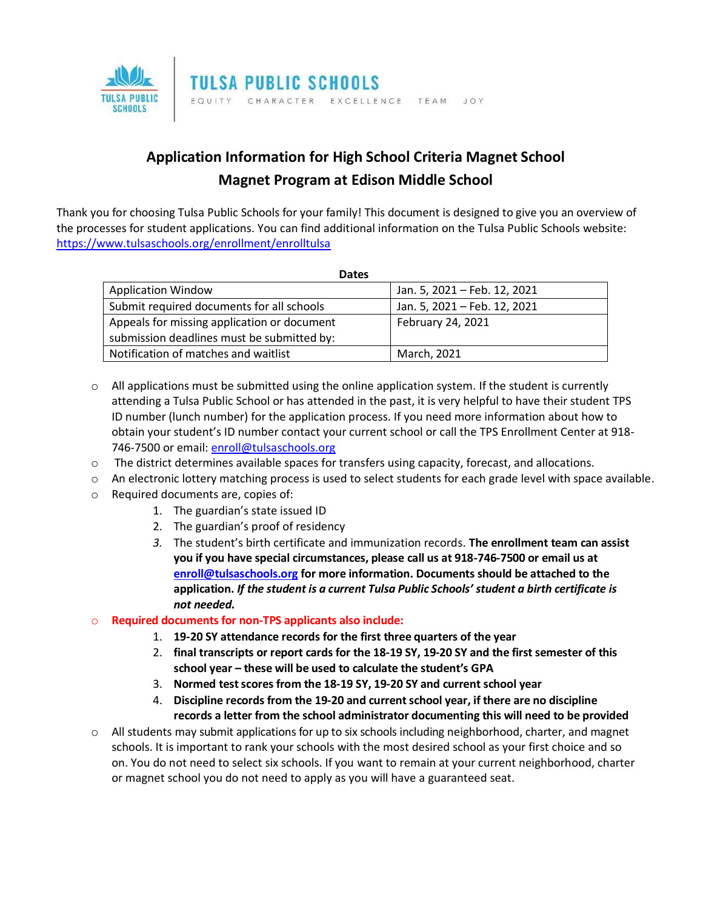TULSA PUBLIC SCHOOLS

EQUITY CHARACTER EXCELLENCE TEAM JOY

# Application Information for High School Criteria Magnet School
## Magnet Program at Edison Middle School

Thank you for choosing Tulsa Public Schools for your family! This document is designed to give you an overview of the processes for student applications. You can find additional information on the Tulsa Public Schools website: https://www.tulsaschools.org/enrollment/enrolltulsa

**Dates**

| | |
|---|---|
| Application Window | Jan. 5, 2021 – Feb. 12, 2021 |
| Submit required documents for all schools | Jan. 5, 2021 – Feb. 12, 2021 |
| Appeals for missing application or document submission deadlines must be submitted by: | February 24, 2021 |
| Notification of matches and waitlist | March, 2021 |

- All applications must be submitted using the online application system. If the student is currently attending a Tulsa Public School or has attended in the past, it is very helpful to have their student TPS ID number (lunch number) for the application process. If you need more information about how to obtain your student's ID number contact your current school or call the TPS Enrollment Center at 918-746-7500 or email: enroll@tulsaschools.org
- The district determines available spaces for transfers using capacity, forecast, and allocations.
- An electronic lottery matching process is used to select students for each grade level with space available.
- Required documents are, copies of:
  1. The guardian's state issued ID
  2. The guardian's proof of residency
  3. The student's birth certificate and immunization records. **The enrollment team can assist you if you have special circumstances, please call us at 918-746-7500 or email us at enroll@tulsaschools.org for more information. Documents should be attached to the application.** ***If the student is a current Tulsa Public Schools' student a birth certificate is not needed.***
- **Required documents for non-TPS applicants also include:**
  1. **19-20 SY attendance records for the first three quarters of the year**
  2. **final transcripts or report cards for the 18-19 SY, 19-20 SY and the first semester of this school year – these will be used to calculate the student's GPA**
  3. **Normed test scores from the 18-19 SY, 19-20 SY and current school year**
  4. **Discipline records from the 19-20 and current school year, if there are no discipline records a letter from the school administrator documenting this will need to be provided**
- All students may submit applications for up to six schools including neighborhood, charter, and magnet schools. It is important to rank your schools with the most desired school as your first choice and so on. You do not need to select six schools. If you want to remain at your current neighborhood, charter or magnet school you do not need to apply as you will have a guaranteed seat.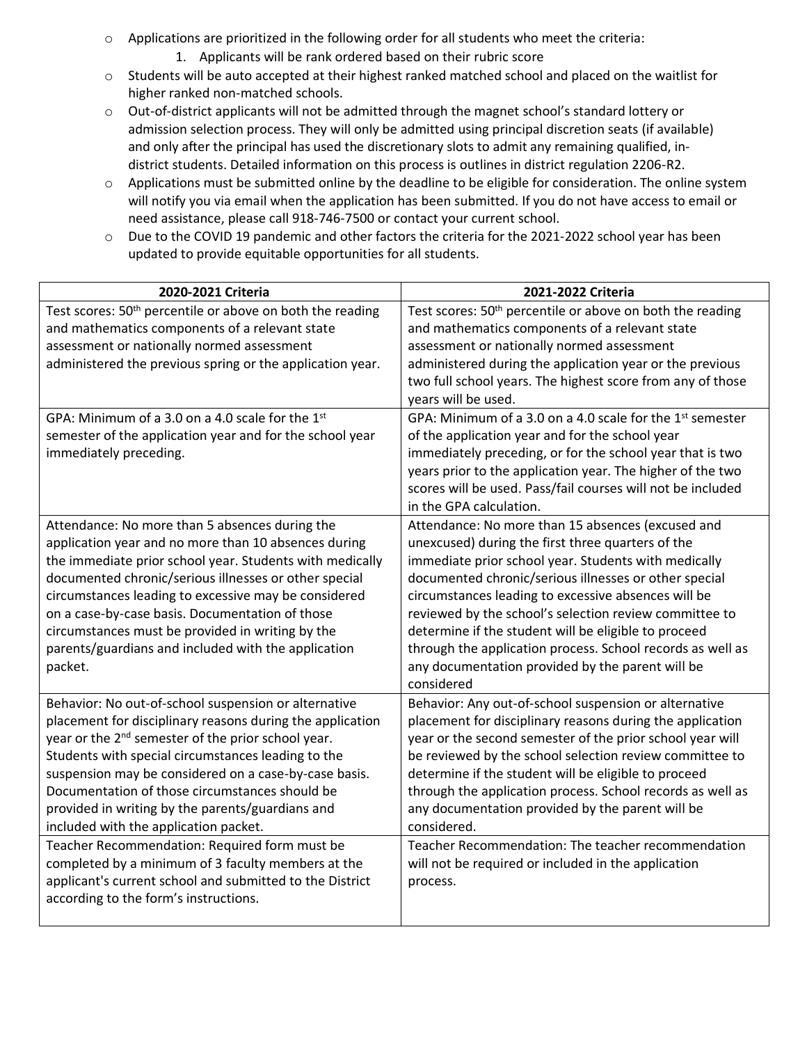- Applications are prioritized in the following order for all students who meet the criteria:
  1. Applicants will be rank ordered based on their rubric score
- Students will be auto accepted at their highest ranked matched school and placed on the waitlist for higher ranked non-matched schools.
- Out-of-district applicants will not be admitted through the magnet school's standard lottery or admission selection process. They will only be admitted using principal discretion seats (if available) and only after the principal has used the discretionary slots to admit any remaining qualified, in-district students. Detailed information on this process is outlines in district regulation 2206-R2.
- Applications must be submitted online by the deadline to be eligible for consideration. The online system will notify you via email when the application has been submitted. If you do not have access to email or need assistance, please call 918-746-7500 or contact your current school.
- Due to the COVID 19 pandemic and other factors the criteria for the 2021-2022 school year has been updated to provide equitable opportunities for all students.

| 2020-2021 Criteria | 2021-2022 Criteria |
|---|---|
| Test scores: 50th percentile or above on both the reading and mathematics components of a relevant state assessment or nationally normed assessment administered the previous spring or the application year. | Test scores: 50th percentile or above on both the reading and mathematics components of a relevant state assessment or nationally normed assessment administered during the application year or the previous two full school years. The highest score from any of those years will be used. |
| GPA: Minimum of a 3.0 on a 4.0 scale for the 1st semester of the application year and for the school year immediately preceding. | GPA: Minimum of a 3.0 on a 4.0 scale for the 1st semester of the application year and for the school year immediately preceding, or for the school year that is two years prior to the application year. The higher of the two scores will be used. Pass/fail courses will not be included in the GPA calculation. |
| Attendance: No more than 5 absences during the application year and no more than 10 absences during the immediate prior school year. Students with medically documented chronic/serious illnesses or other special circumstances leading to excessive may be considered on a case-by-case basis. Documentation of those circumstances must be provided in writing by the parents/guardians and included with the application packet. | Attendance: No more than 15 absences (excused and unexcused) during the first three quarters of the immediate prior school year. Students with medically documented chronic/serious illnesses or other special circumstances leading to excessive absences will be reviewed by the school's selection review committee to determine if the student will be eligible to proceed through the application process. School records as well as any documentation provided by the parent will be considered |
| Behavior: No out-of-school suspension or alternative placement for disciplinary reasons during the application year or the 2nd semester of the prior school year. Students with special circumstances leading to the suspension may be considered on a case-by-case basis. Documentation of those circumstances should be provided in writing by the parents/guardians and included with the application packet. | Behavior: Any out-of-school suspension or alternative placement for disciplinary reasons during the application year or the second semester of the prior school year will be reviewed by the school selection review committee to determine if the student will be eligible to proceed through the application process. School records as well as any documentation provided by the parent will be considered. |
| Teacher Recommendation: Required form must be completed by a minimum of 3 faculty members at the applicant's current school and submitted to the District according to the form's instructions. | Teacher Recommendation: The teacher recommendation will not be required or included in the application process. |